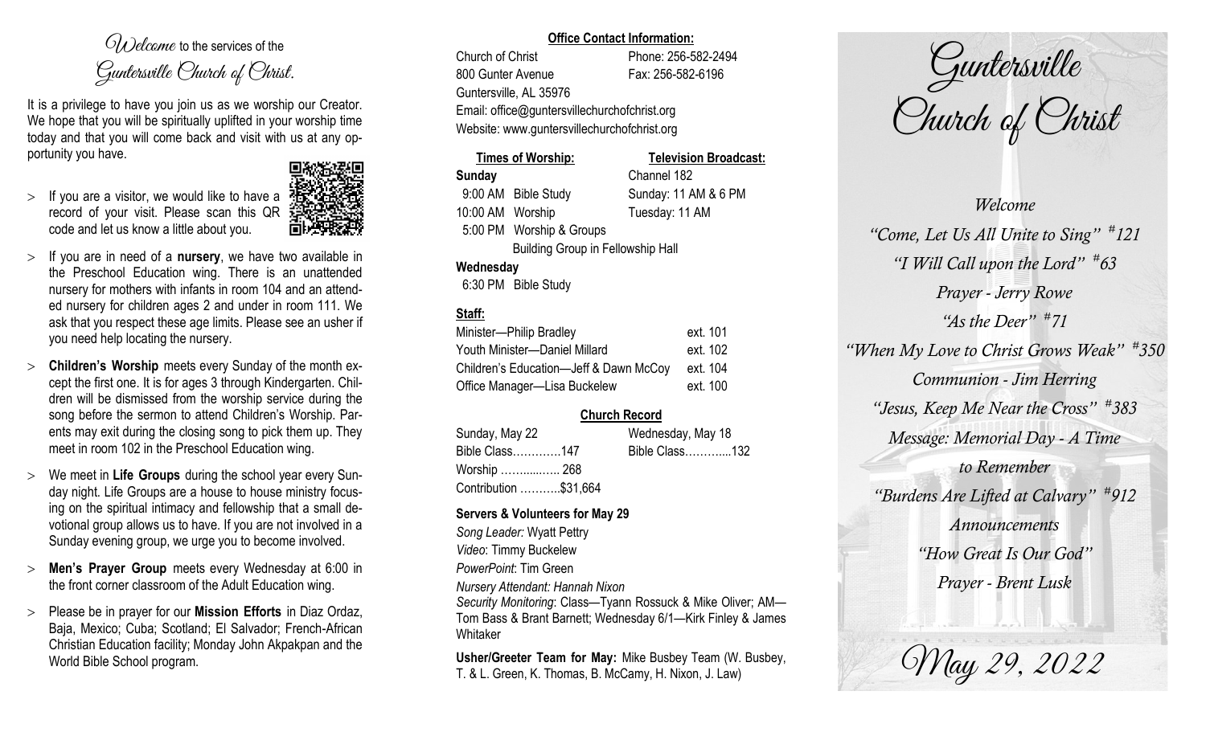# *Welcome* to the services of the *Guntersville Church of Christ.*

It is a privilege to have you join us as we worship our Creator. We hope that you will be spiritually uplifted in your worship time today and that you will come back and visit with us at any opportunity you have.

- If you are a visitor, we would like to have a record of your visit. Please scan this QR code and let us know a little about you.
- If you are in need of a **nursery**, we have two available in the Preschool Education wing. There is an unattended nursery for mothers with infants in room 104 and an attended nursery for children ages 2 and under in room 111. We ask that you respect these age limits. Please see an usher if you need help locating the nursery.
- **Children's Worship** meets every Sunday of the month except the first one. It is for ages 3 through Kindergarten. Children will be dismissed from the worship service during the song before the sermon to attend Children's Worship. Parents may exit during the closing song to pick them up. They meet in room 102 in the Preschool Education wing.
- We meet in **Life Groups** during the school year every Sunday night. Life Groups are a house to house ministry focusing on the spiritual intimacy and fellowship that a small devotional group allows us to have. If you are not involved in a Sunday evening group, we urge you to become involved.
- **Men's Prayer Group** meets every Wednesday at 6:00 in the front corner classroom of the Adult Education wing.
- Please be in prayer for our **Mission Efforts** in Diaz Ordaz, Baja, Mexico; Cuba; Scotland; El Salvador; French-African Christian Education facility; Monday John Akpakpan and the World Bible School program.

**Office Contact Information:**

Church of Christ — Phone: 256-582-2494
800 Gunter Avenue — Fax: 256-582-6196
Guntersville, AL 35976
Email: office@guntersvillechurchofchrist.org
Website: www.guntersvillechurchofchrist.org

**Times of Worship:**

**Sunday**
9:00 AM Bible Study
10:00 AM Worship
5:00 PM Worship & Groups
Building Group in Fellowship Hall

**Wednesday**
6:30 PM Bible Study

**Television Broadcast:**

Channel 182
Sunday: 11 AM & 6 PM
Tuesday: 11 AM

**Staff:**

| | |
|---|---|
| Minister—Philip Bradley | ext. 101 |
| Youth Minister—Daniel Millard | ext. 102 |
| Children's Education—Jeff & Dawn McCoy | ext. 104 |
| Office Manager—Lisa Buckelew | ext. 100 |

**Church Record**

| Sunday, May 22 | Wednesday, May 18 |
|---|---|
| Bible Class…………147 | Bible Class………...132 |
| Worship ……...…... 268 | |
| Contribution ………..$31,664 | |

**Servers & Volunteers for May 29**

*Song Leader:* Wyatt Pettry
*Video*: Timmy Buckelew
*PowerPoint*: Tim Green
*Nursery Attendant: Hannah Nixon*
*Security Monitoring*: Class—Tyann Rossuck & Mike Oliver; AM—Tom Bass & Brant Barnett; Wednesday 6/1—Kirk Finley & James Whitaker

**Usher/Greeter Team for May:** Mike Busbey Team (W. Busbey, T. & L. Green, K. Thomas, B. McCamy, H. Nixon, J. Law)

# *Guntersville Church of Christ*

*Welcome*
*"Come, Let Us All Unite to Sing" #121*
*"I Will Call upon the Lord" #63*
*Prayer - Jerry Rowe*
*"As the Deer" #71*
*"When My Love to Christ Grows Weak" #350*
*Communion - Jim Herring*
*"Jesus, Keep Me Near the Cross" #383*
*Message: Memorial Day - A Time to Remember*
*"Burdens Are Lifted at Calvary" #912*
*Announcements*
*"How Great Is Our God"*
*Prayer - Brent Lusk*

*May 29, 2022*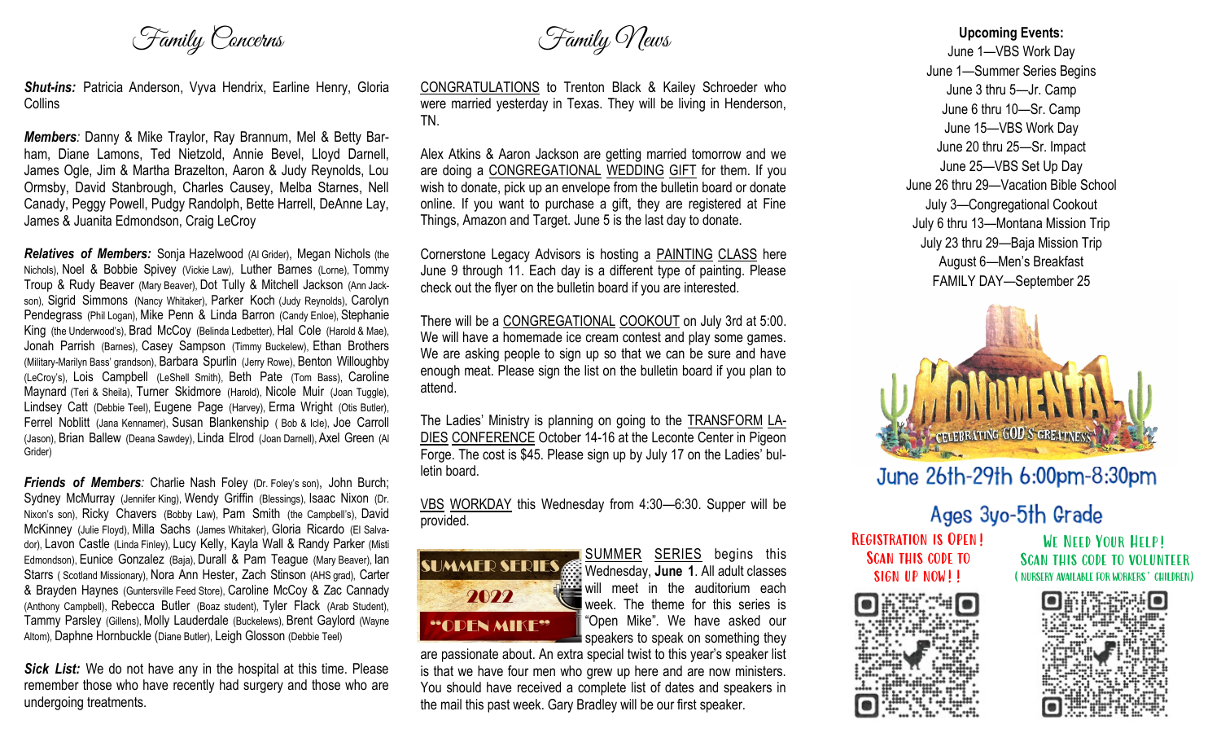# Family Concerns

***Shut-ins:*** Patricia Anderson, Vyva Hendrix, Earline Henry, Gloria Collins

***Members:*** Danny & Mike Traylor, Ray Brannum, Mel & Betty Barham, Diane Lamons, Ted Nietzold, Annie Bevel, Lloyd Darnell, James Ogle, Jim & Martha Brazelton, Aaron & Judy Reynolds, Lou Ormsby, David Stanbrough, Charles Causey, Melba Starnes, Nell Canady, Peggy Powell, Pudgy Randolph, Bette Harrell, DeAnne Lay, James & Juanita Edmondson, Craig LeCroy

***Relatives of Members:*** Sonja Hazelwood (Al Grider), Megan Nichols (the Nichols), Noel & Bobbie Spivey (Vickie Law), Luther Barnes (Lorne), Tommy Troup & Rudy Beaver (Mary Beaver), Dot Tully & Mitchell Jackson (Ann Jackson), Sigrid Simmons (Nancy Whitaker), Parker Koch (Judy Reynolds), Carolyn Pendegrass (Phil Logan), Mike Penn & Linda Barron (Candy Enloe), Stephanie King (the Underwood's), Brad McCoy (Belinda Ledbetter), Hal Cole (Harold & Mae), Jonah Parrish (Barnes), Casey Sampson (Timmy Buckelew), Ethan Brothers (Military-Marilyn Bass' grandson), Barbara Spurlin (Jerry Rowe), Benton Willoughby (LeCroy's), Lois Campbell (LeShell Smith), Beth Pate (Tom Bass), Caroline Maynard (Teri & Sheila), Turner Skidmore (Harold), Nicole Muir (Joan Tuggle), Lindsey Catt (Debbie Teel), Eugene Page (Harvey), Erma Wright (Otis Butler), Ferrel Noblitt (Jana Kennamer), Susan Blankenship ( Bob & Icle), Joe Carroll (Jason), Brian Ballew (Deana Sawdey), Linda Elrod (Joan Darnell), Axel Green (Al Grider)

***Friends of Members:*** Charlie Nash Foley (Dr. Foley's son), John Burch; Sydney McMurray (Jennifer King), Wendy Griffin (Blessings), Isaac Nixon (Dr. Nixon's son), Ricky Chavers (Bobby Law), Pam Smith (the Campbell's), David McKinney (Julie Floyd), Milla Sachs (James Whitaker), Gloria Ricardo (El Salvador), Lavon Castle (Linda Finley), Lucy Kelly, Kayla Wall & Randy Parker (Misti Edmondson), Eunice Gonzalez (Baja), Durall & Pam Teague (Mary Beaver), Ian Starrs ( Scotland Missionary), Nora Ann Hester, Zach Stinson (AHS grad), Carter & Brayden Haynes (Guntersville Feed Store), Caroline McCoy & Zac Cannady (Anthony Campbell), Rebecca Butler (Boaz student), Tyler Flack (Arab Student), Tammy Parsley (Gillens), Molly Lauderdale (Buckelews), Brent Gaylord (Wayne Altom), Daphne Hornbuckle (Diane Butler), Leigh Glosson (Debbie Teel)

***Sick List:*** We do not have any in the hospital at this time. Please remember those who have recently had surgery and those who are undergoing treatments.

# Family News

CONGRATULATIONS to Trenton Black & Kailey Schroeder who were married yesterday in Texas. They will be living in Henderson, TN.

Alex Atkins & Aaron Jackson are getting married tomorrow and we are doing a CONGREGATIONAL WEDDING GIFT for them. If you wish to donate, pick up an envelope from the bulletin board or donate online. If you want to purchase a gift, they are registered at Fine Things, Amazon and Target. June 5 is the last day to donate.

Cornerstone Legacy Advisors is hosting a PAINTING CLASS here June 9 through 11. Each day is a different type of painting. Please check out the flyer on the bulletin board if you are interested.

There will be a CONGREGATIONAL COOKOUT on July 3rd at 5:00. We will have a homemade ice cream contest and play some games. We are asking people to sign up so that we can be sure and have enough meat. Please sign the list on the bulletin board if you plan to attend.

The Ladies' Ministry is planning on going to the TRANSFORM LADIES CONFERENCE October 14-16 at the Leconte Center in Pigeon Forge. The cost is $45. Please sign up by July 17 on the Ladies' bulletin board.

VBS WORKDAY this Wednesday from 4:30—6:30. Supper will be provided.

SUMMER SERIES 2022 "OPEN MIKE"

SUMMER SERIES begins this Wednesday, **June 1**. All adult classes will meet in the auditorium each week. The theme for this series is "Open Mike". We have asked our speakers to speak on something they are passionate about. An extra special twist to this year's speaker list is that we have four men who grew up here and are now ministers. You should have received a complete list of dates and speakers in the mail this past week. Gary Bradley will be our first speaker.

**Upcoming Events:**

June 1—VBS Work Day
June 1—Summer Series Begins
June 3 thru 5—Jr. Camp
June 6 thru 10—Sr. Camp
June 15—VBS Work Day
June 20 thru 25—Sr. Impact
June 25—VBS Set Up Day
June 26 thru 29—Vacation Bible School
July 3—Congregational Cookout
July 6 thru 13—Montana Mission Trip
July 23 thru 29—Baja Mission Trip
August 6—Men's Breakfast
FAMILY DAY—September 25

MONUMENTAL
CELEBRATING GOD'S GREATNESS

June 26th-29th 6:00pm-8:30pm

Ages 3yo-5th Grade

REGISTRATION IS OPEN! SCAN THIS CODE TO SIGN UP NOW!!

WE NEED YOUR HELP! SCAN THIS CODE TO VOLUNTEER (NURSERY AVAILABLE FOR WORKERS' CHILDREN)